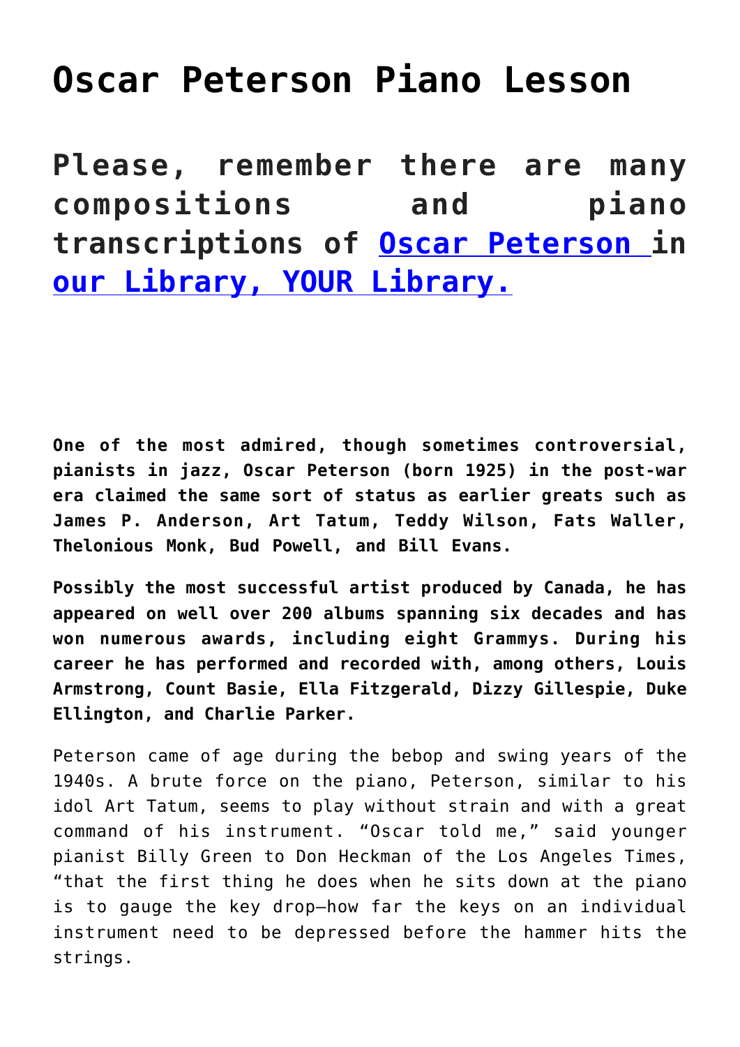# Oscar Peterson Piano Lesson

## Please, remember there are many compositions and piano transcriptions of [Oscar Peterson ]in [our Library, YOUR Library.]

**One of the most admired, though sometimes controversial, pianists in jazz, Oscar Peterson (born 1925) in the post-war era claimed the same sort of status as earlier greats such as James P. Anderson, Art Tatum, Teddy Wilson, Fats Waller, Thelonious Monk, Bud Powell, and Bill Evans.**

**Possibly the most successful artist produced by Canada, he has appeared on well over 200 albums spanning six decades and has won numerous awards, including eight Grammys. During his career he has performed and recorded with, among others, Louis Armstrong, Count Basie, Ella Fitzgerald, Dizzy Gillespie, Duke Ellington, and Charlie Parker.**

Peterson came of age during the bebop and swing years of the 1940s. A brute force on the piano, Peterson, similar to his idol Art Tatum, seems to play without strain and with a great command of his instrument. "Oscar told me," said younger pianist Billy Green to Don Heckman of the Los Angeles Times, "that the first thing he does when he sits down at the piano is to gauge the key drop—how far the keys on an individual instrument need to be depressed before the hammer hits the strings.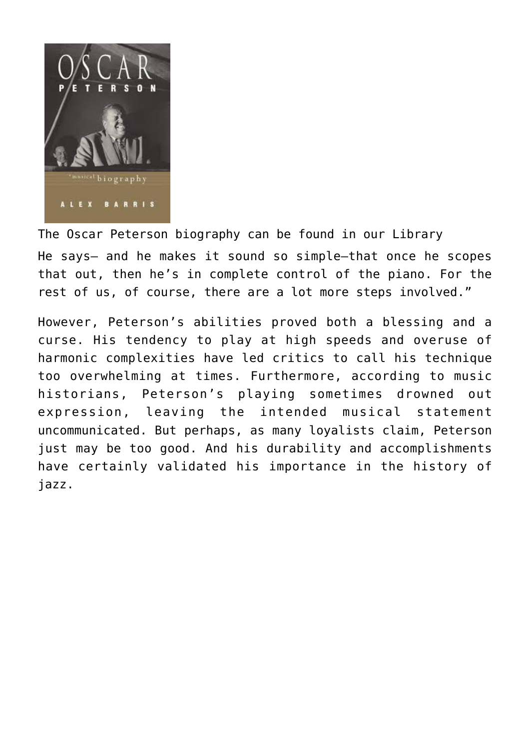The Oscar Peterson biography can be found in our Library

He says— and he makes it sound so simple—that once he scopes that out, then he's in complete control of the piano. For the rest of us, of course, there are a lot more steps involved."

However, Peterson's abilities proved both a blessing and a curse. His tendency to play at high speeds and overuse of harmonic complexities have led critics to call his technique too overwhelming at times. Furthermore, according to music historians, Peterson's playing sometimes drowned out expression, leaving the intended musical statement uncommunicated. But perhaps, as many loyalists claim, Peterson just may be too good. And his durability and accomplishments have certainly validated his importance in the history of jazz.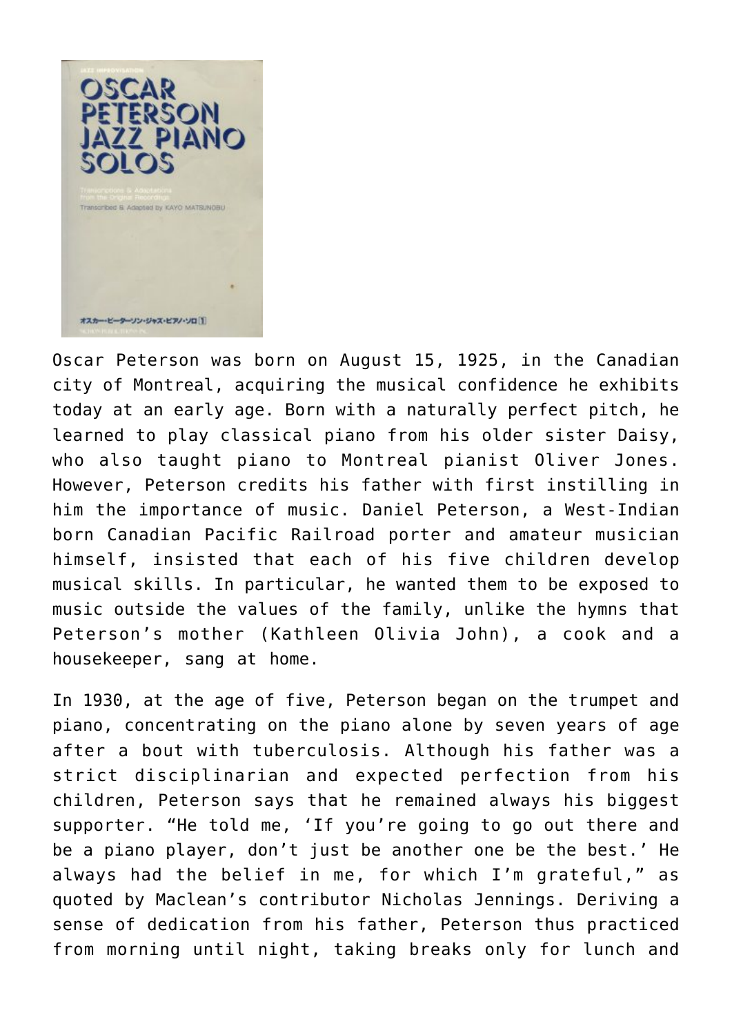Oscar Peterson was born on August 15, 1925, in the Canadian city of Montreal, acquiring the musical confidence he exhibits today at an early age. Born with a naturally perfect pitch, he learned to play classical piano from his older sister Daisy, who also taught piano to Montreal pianist Oliver Jones. However, Peterson credits his father with first instilling in him the importance of music. Daniel Peterson, a West-Indian born Canadian Pacific Railroad porter and amateur musician himself, insisted that each of his five children develop musical skills. In particular, he wanted them to be exposed to music outside the values of the family, unlike the hymns that Peterson's mother (Kathleen Olivia John), a cook and a housekeeper, sang at home.

In 1930, at the age of five, Peterson began on the trumpet and piano, concentrating on the piano alone by seven years of age after a bout with tuberculosis. Although his father was a strict disciplinarian and expected perfection from his children, Peterson says that he remained always his biggest supporter. "He told me, 'If you're going to go out there and be a piano player, don't just be another one be the best.' He always had the belief in me, for which I'm grateful," as quoted by Maclean's contributor Nicholas Jennings. Deriving a sense of dedication from his father, Peterson thus practiced from morning until night, taking breaks only for lunch and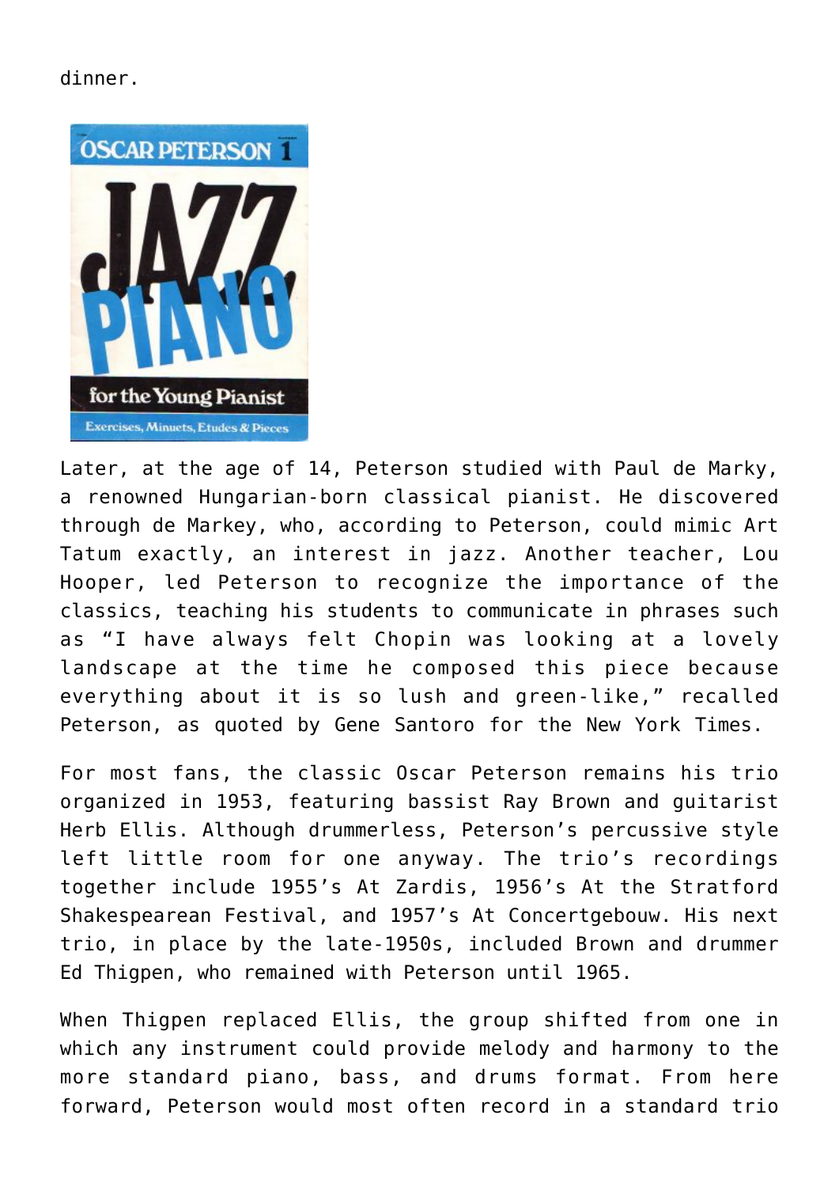dinner.

Later, at the age of 14, Peterson studied with Paul de Marky, a renowned Hungarian-born classical pianist. He discovered through de Markey, who, according to Peterson, could mimic Art Tatum exactly, an interest in jazz. Another teacher, Lou Hooper, led Peterson to recognize the importance of the classics, teaching his students to communicate in phrases such as "I have always felt Chopin was looking at a lovely landscape at the time he composed this piece because everything about it is so lush and green-like," recalled Peterson, as quoted by Gene Santoro for the New York Times.

For most fans, the classic Oscar Peterson remains his trio organized in 1953, featuring bassist Ray Brown and guitarist Herb Ellis. Although drummerless, Peterson's percussive style left little room for one anyway. The trio's recordings together include 1955's At Zardis, 1956's At the Stratford Shakespearean Festival, and 1957's At Concertgebouw. His next trio, in place by the late-1950s, included Brown and drummer Ed Thigpen, who remained with Peterson until 1965.

When Thigpen replaced Ellis, the group shifted from one in which any instrument could provide melody and harmony to the more standard piano, bass, and drums format. From here forward, Peterson would most often record in a standard trio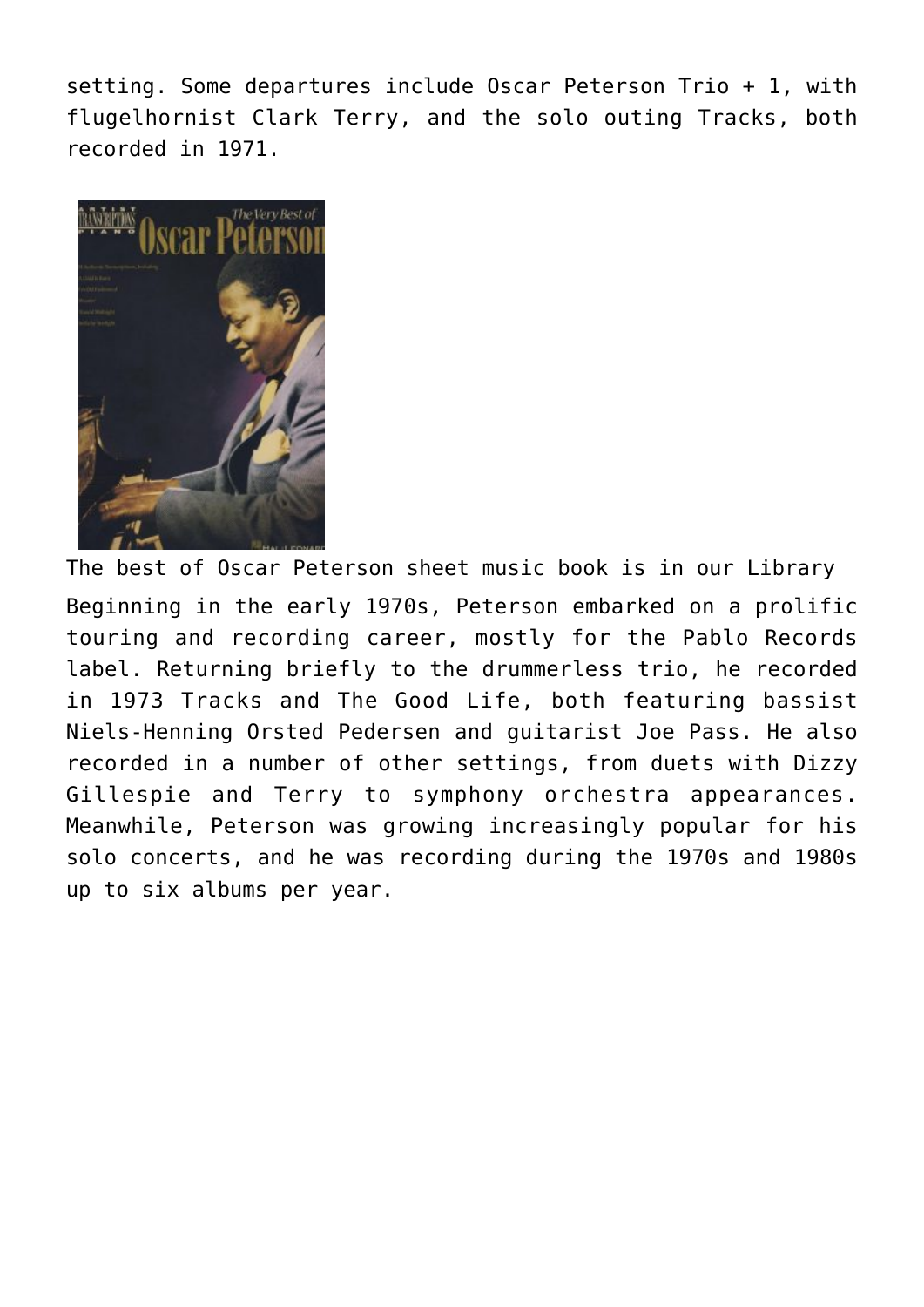setting. Some departures include Oscar Peterson Trio + 1, with flugelhornist Clark Terry, and the solo outing Tracks, both recorded in 1971.

The best of Oscar Peterson sheet music book is in our Library

Beginning in the early 1970s, Peterson embarked on a prolific touring and recording career, mostly for the Pablo Records label. Returning briefly to the drummerless trio, he recorded in 1973 Tracks and The Good Life, both featuring bassist Niels-Henning Orsted Pedersen and guitarist Joe Pass. He also recorded in a number of other settings, from duets with Dizzy Gillespie and Terry to symphony orchestra appearances. Meanwhile, Peterson was growing increasingly popular for his solo concerts, and he was recording during the 1970s and 1980s up to six albums per year.